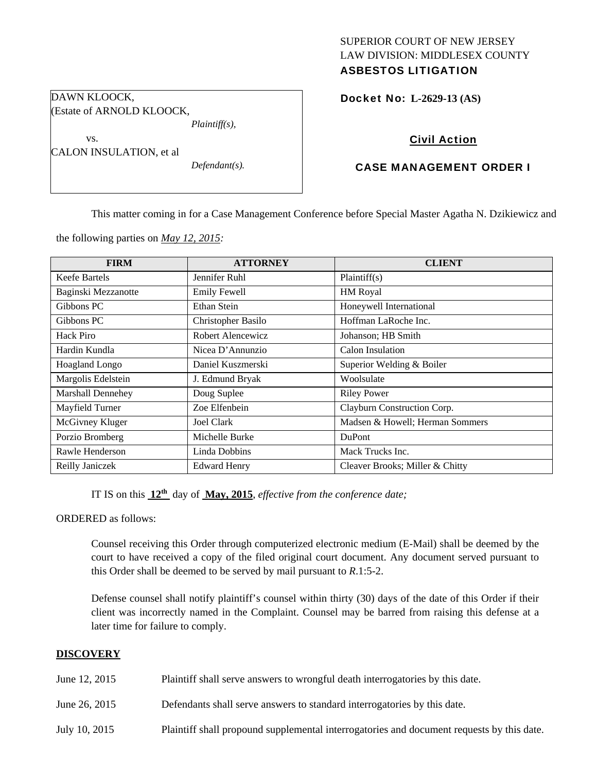SUPERIOR COURT OF NEW JERSEY
LAW DIVISION: MIDDLESEX COUNTY
**ASBESTOS LITIGATION**

DAWN KLOOCK,
(Estate of ARNOLD KLOOCK,
*Plaintiff(s),*
vs.
CALON INSULATION, et al
*Defendant(s).*

**Docket No: L-2629-13 (AS)**

**Civil Action**

**CASE MANAGEMENT ORDER I**

This matter coming in for a Case Management Conference before Special Master Agatha N. Dzikiewicz and the following parties on *May 12, 2015:*

| FIRM | ATTORNEY | CLIENT |
|---|---|---|
| Keefe Bartels | Jennifer Ruhl | Plaintiff(s) |
| Baginski Mezzanotte | Emily Fewell | HM Royal |
| Gibbons PC | Ethan Stein | Honeywell International |
| Gibbons PC | Christopher Basilo | Hoffman LaRoche Inc. |
| Hack Piro | Robert Alencewicz | Johanson; HB Smith |
| Hardin Kundla | Nicea D'Annunzio | Calon Insulation |
| Hoagland Longo | Daniel Kuszmerski | Superior Welding & Boiler |
| Margolis Edelstein | J. Edmund Bryak | Woolsulate |
| Marshall Dennehey | Doug Suplee | Riley Power |
| Mayfield Turner | Zoe Elfenbein | Clayburn Construction Corp. |
| McGivney Kluger | Joel Clark | Madsen & Howell; Herman Sommers |
| Porzio Bromberg | Michelle Burke | DuPont |
| Rawle Henderson | Linda Dobbins | Mack Trucks Inc. |
| Reilly Janiczek | Edward Henry | Cleaver Brooks; Miller & Chitty |

IT IS on this **12th** day of **May, 2015**, *effective from the conference date;*

ORDERED as follows:

Counsel receiving this Order through computerized electronic medium (E-Mail) shall be deemed by the court to have received a copy of the filed original court document. Any document served pursuant to this Order shall be deemed to be served by mail pursuant to *R*.1:5-2.

Defense counsel shall notify plaintiff's counsel within thirty (30) days of the date of this Order if their client was incorrectly named in the Complaint. Counsel may be barred from raising this defense at a later time for failure to comply.

**DISCOVERY**

June 12, 2015 — Plaintiff shall serve answers to wrongful death interrogatories by this date.

June 26, 2015 — Defendants shall serve answers to standard interrogatories by this date.

July 10, 2015 — Plaintiff shall propound supplemental interrogatories and document requests by this date.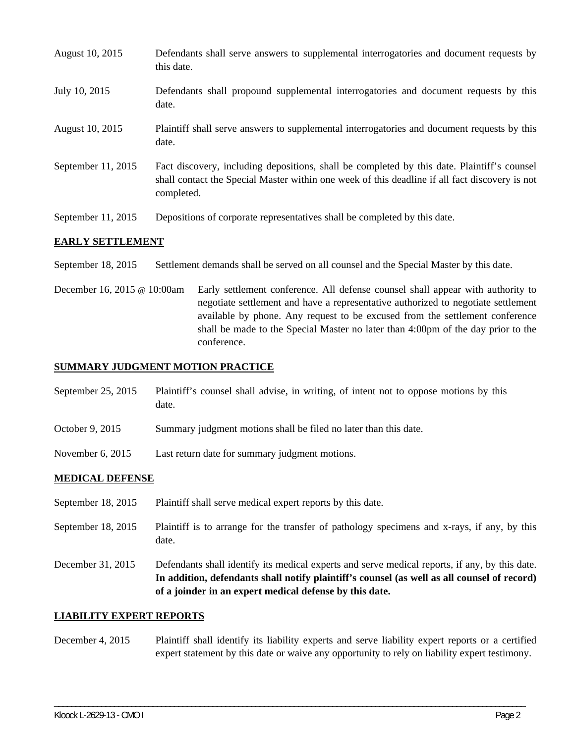| | |
|---|---|
| August 10, 2015 | Defendants shall serve answers to supplemental interrogatories and document requests by this date. |
| July 10, 2015 | Defendants shall propound supplemental interrogatories and document requests by this date. |
| August 10, 2015 | Plaintiff shall serve answers to supplemental interrogatories and document requests by this date. |
| September 11, 2015 | Fact discovery, including depositions, shall be completed by this date. Plaintiff's counsel shall contact the Special Master within one week of this deadline if all fact discovery is not completed. |
| September 11, 2015 | Depositions of corporate representatives shall be completed by this date. |

## EARLY SETTLEMENT

| | |
|---|---|
| September 18, 2015 | Settlement demands shall be served on all counsel and the Special Master by this date. |
| December 16, 2015 @ 10:00am | Early settlement conference. All defense counsel shall appear with authority to negotiate settlement and have a representative authorized to negotiate settlement available by phone. Any request to be excused from the settlement conference shall be made to the Special Master no later than 4:00pm of the day prior to the conference. |

## SUMMARY JUDGMENT MOTION PRACTICE

| | |
|---|---|
| September 25, 2015 | Plaintiff's counsel shall advise, in writing, of intent not to oppose motions by this date. |
| October 9, 2015 | Summary judgment motions shall be filed no later than this date. |
| November 6, 2015 | Last return date for summary judgment motions. |

## MEDICAL DEFENSE

| | |
|---|---|
| September 18, 2015 | Plaintiff shall serve medical expert reports by this date. |
| September 18, 2015 | Plaintiff is to arrange for the transfer of pathology specimens and x-rays, if any, by this date. |
| December 31, 2015 | Defendants shall identify its medical experts and serve medical reports, if any, by this date. **In addition, defendants shall notify plaintiff's counsel (as well as all counsel of record) of a joinder in an expert medical defense by this date.** |

## LIABILITY EXPERT REPORTS

| | |
|---|---|
| December 4, 2015 | Plaintiff shall identify its liability experts and serve liability expert reports or a certified expert statement by this date or waive any opportunity to rely on liability expert testimony. |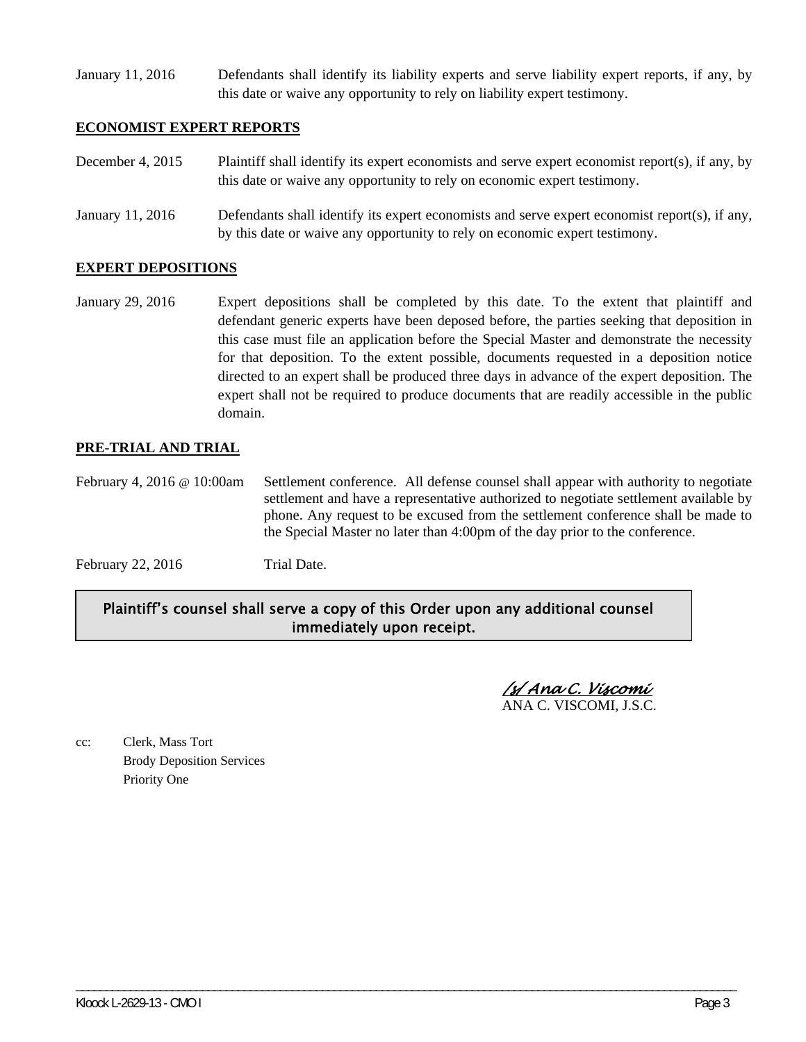| | |
|---|---|
| January 11, 2016 | Defendants shall identify its liability experts and serve liability expert reports, if any, by this date or waive any opportunity to rely on liability expert testimony. |

**ECONOMIST EXPERT REPORTS**

| | |
|---|---|
| December 4, 2015 | Plaintiff shall identify its expert economists and serve expert economist report(s), if any, by this date or waive any opportunity to rely on economic expert testimony. |
| January 11, 2016 | Defendants shall identify its expert economists and serve expert economist report(s), if any, by this date or waive any opportunity to rely on economic expert testimony. |

**EXPERT DEPOSITIONS**

| | |
|---|---|
| January 29, 2016 | Expert depositions shall be completed by this date. To the extent that plaintiff and defendant generic experts have been deposed before, the parties seeking that deposition in this case must file an application before the Special Master and demonstrate the necessity for that deposition. To the extent possible, documents requested in a deposition notice directed to an expert shall be produced three days in advance of the expert deposition. The expert shall not be required to produce documents that are readily accessible in the public domain. |

**PRE-TRIAL AND TRIAL**

| | |
|---|---|
| February 4, 2016 @ 10:00am | Settlement conference. All defense counsel shall appear with authority to negotiate settlement and have a representative authorized to negotiate settlement available by phone. Any request to be excused from the settlement conference shall be made to the Special Master no later than 4:00pm of the day prior to the conference. |
| February 22, 2016 | Trial Date. |

**Plaintiff's counsel shall serve a copy of this Order upon any additional counsel immediately upon receipt.**

/s/ Ana C. Viscomi
ANA C. VISCOMI, J.S.C.

cc: Clerk, Mass Tort
Brody Deposition Services
Priority One